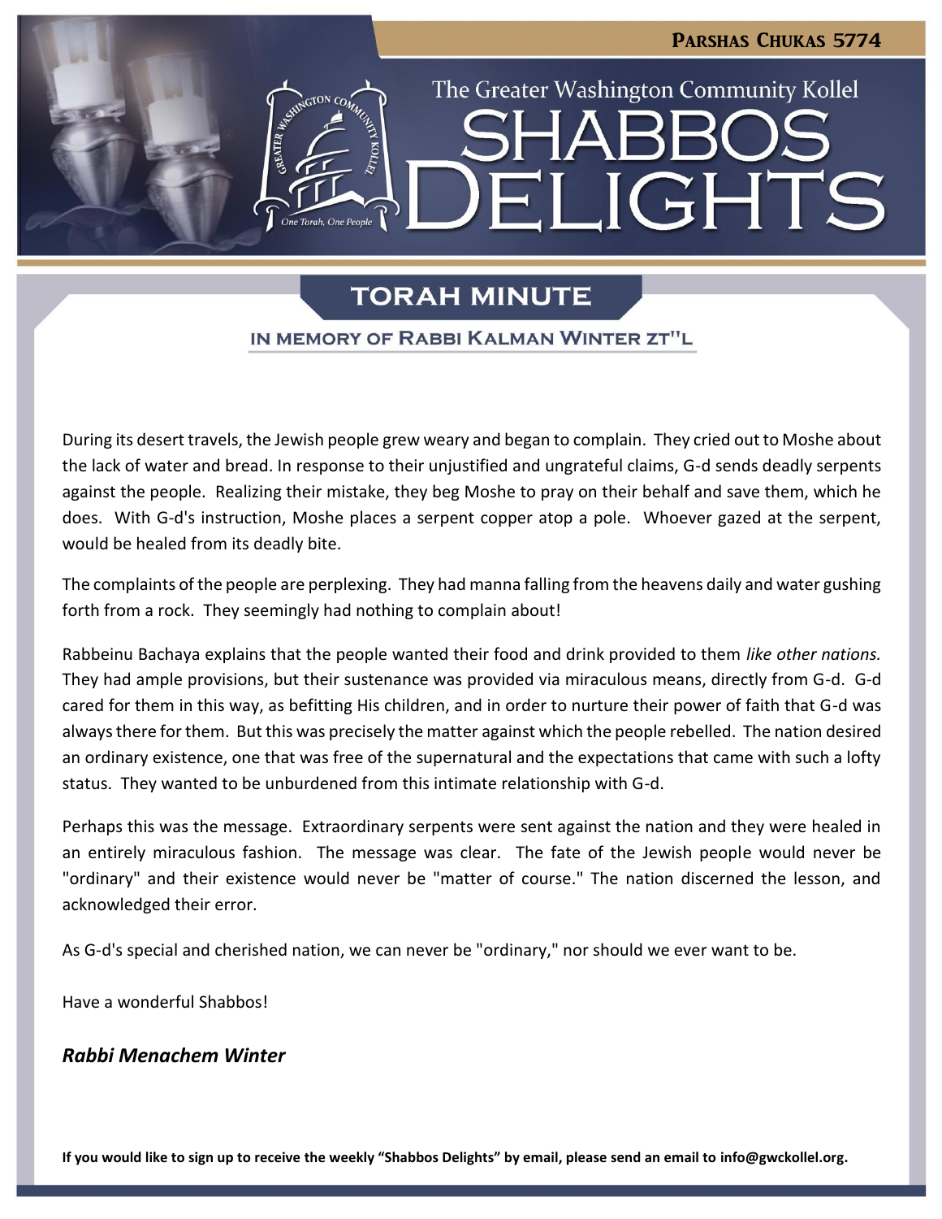Parshas Chukas 5774

The Greater Washington Community Kollel

# Shabbos Delights

## Torah Minute

### In Memory of Rabbi Kalman Winter zt"l

During its desert travels, the Jewish people grew weary and began to complain. They cried out to Moshe about the lack of water and bread. In response to their unjustified and ungrateful claims, G-d sends deadly serpents against the people. Realizing their mistake, they beg Moshe to pray on their behalf and save them, which he does. With G-d's instruction, Moshe places a serpent copper atop a pole. Whoever gazed at the serpent, would be healed from its deadly bite.

The complaints of the people are perplexing. They had manna falling from the heavens daily and water gushing forth from a rock. They seemingly had nothing to complain about!

Rabbeinu Bachaya explains that the people wanted their food and drink provided to them *like other nations.* They had ample provisions, but their sustenance was provided via miraculous means, directly from G-d. G-d cared for them in this way, as befitting His children, and in order to nurture their power of faith that G-d was always there for them. But this was precisely the matter against which the people rebelled. The nation desired an ordinary existence, one that was free of the supernatural and the expectations that came with such a lofty status. They wanted to be unburdened from this intimate relationship with G-d.

Perhaps this was the message. Extraordinary serpents were sent against the nation and they were healed in an entirely miraculous fashion. The message was clear. The fate of the Jewish people would never be "ordinary" and their existence would never be "matter of course." The nation discerned the lesson, and acknowledged their error.

As G-d's special and cherished nation, we can never be "ordinary," nor should we ever want to be.

Have a wonderful Shabbos!

***Rabbi Menachem Winter***

**If you would like to sign up to receive the weekly "Shabbos Delights" by email, please send an email to info@gwckollel.org.**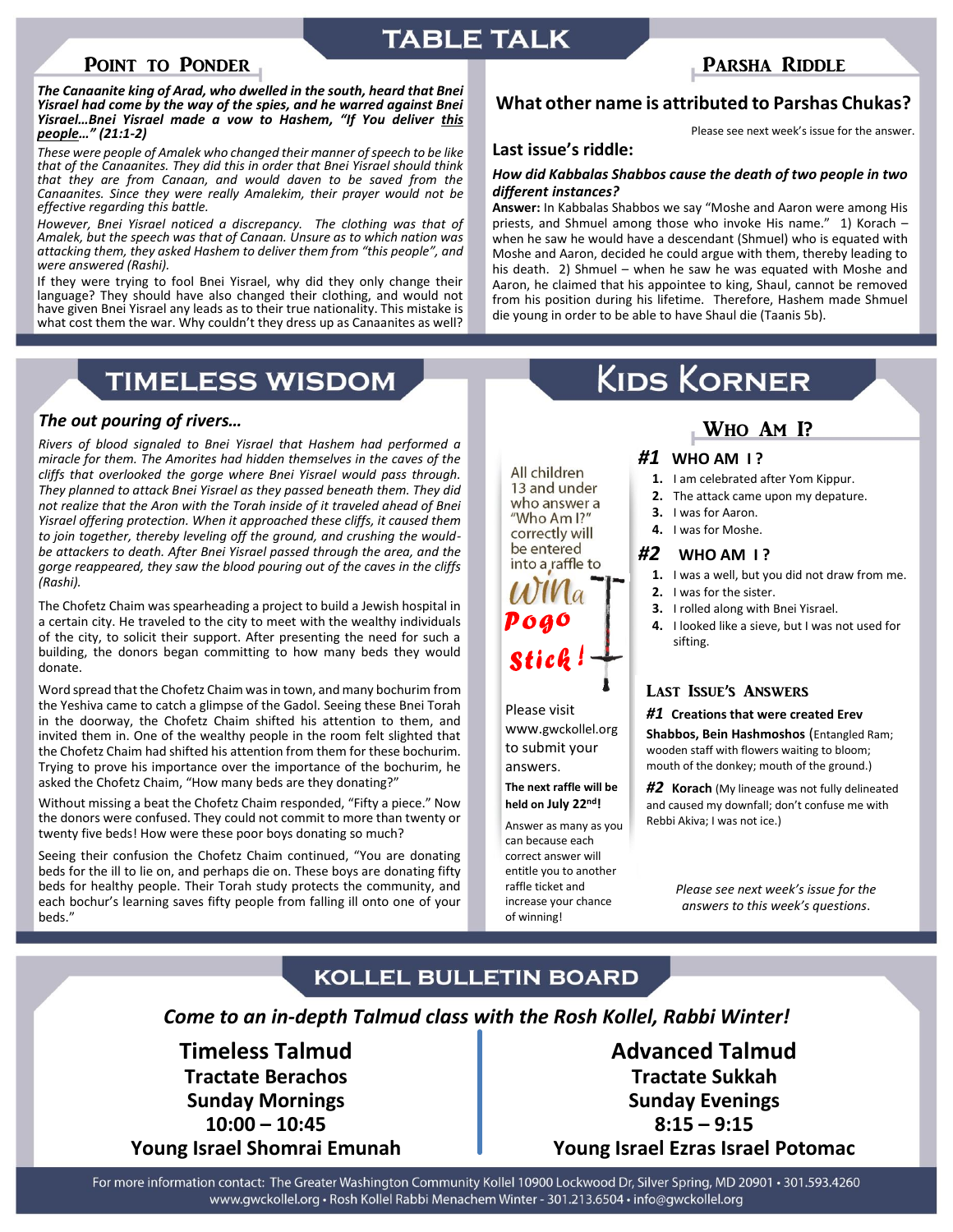# TABLE TALK

## Point to Ponder

***The Canaanite king of Arad, who dwelled in the south, heard that Bnei Yisrael had come by the way of the spies, and he warred against Bnei Yisrael…Bnei Yisrael made a vow to Hashem, "If You deliver this people…" (21:1-2)***

*These were people of Amalek who changed their manner of speech to be like that of the Canaanites. They did this in order that Bnei Yisrael should think that they are from Canaan, and would daven to be saved from the Canaanites. Since they were really Amalekim, their prayer would not be effective regarding this battle.*

*However, Bnei Yisrael noticed a discrepancy. The clothing was that of Amalek, but the speech was that of Canaan. Unsure as to which nation was attacking them, they asked Hashem to deliver them from "this people", and were answered (Rashi).*

If they were trying to fool Bnei Yisrael, why did they only change their language? They should have also changed their clothing, and would not have given Bnei Yisrael any leads as to their true nationality. This mistake is what cost them the war. Why couldn't they dress up as Canaanites as well?

## Parsha Riddle

**What other name is attributed to Parshas Chukas?**

Please see next week's issue for the answer.

**Last issue's riddle:**

***How did Kabbalas Shabbos cause the death of two people in two different instances?***

**Answer:** In Kabbalas Shabbos we say "Moshe and Aaron were among His priests, and Shmuel among those who invoke His name." 1) Korach – when he saw he would have a descendant (Shmuel) who is equated with Moshe and Aaron, decided he could argue with them, thereby leading to his death. 2) Shmuel – when he saw he was equated with Moshe and Aaron, he claimed that his appointee to king, Shaul, cannot be removed from his position during his lifetime. Therefore, Hashem made Shmuel die young in order to be able to have Shaul die (Taanis 5b).

# TIMELESS WISDOM

### *The out pouring of rivers…*

*Rivers of blood signaled to Bnei Yisrael that Hashem had performed a miracle for them. The Amorites had hidden themselves in the caves of the cliffs that overlooked the gorge where Bnei Yisrael would pass through. They planned to attack Bnei Yisrael as they passed beneath them. They did not realize that the Aron with the Torah inside of it traveled ahead of Bnei Yisrael offering protection. When it approached these cliffs, it caused them to join together, thereby leveling off the ground, and crushing the would-be attackers to death. After Bnei Yisrael passed through the area, and the gorge reappeared, they saw the blood pouring out of the caves in the cliffs (Rashi).*

The Chofetz Chaim was spearheading a project to build a Jewish hospital in a certain city. He traveled to the city to meet with the wealthy individuals of the city, to solicit their support. After presenting the need for such a building, the donors began committing to how many beds they would donate.

Word spread that the Chofetz Chaim was in town, and many bochurim from the Yeshiva came to catch a glimpse of the Gadol. Seeing these Bnei Torah in the doorway, the Chofetz Chaim shifted his attention to them, and invited them in. One of the wealthy people in the room felt slighted that the Chofetz Chaim had shifted his attention from them for these bochurim. Trying to prove his importance over the importance of the bochurim, he asked the Chofetz Chaim, "How many beds are they donating?"

Without missing a beat the Chofetz Chaim responded, "Fifty a piece." Now the donors were confused. They could not commit to more than twenty or twenty five beds! How were these poor boys donating so much?

Seeing their confusion the Chofetz Chaim continued, "You are donating beds for the ill to lie on, and perhaps die on. These boys are donating fifty beds for healthy people. Their Torah study protects the community, and each bochur's learning saves fifty people from falling ill onto one of your beds."

# KIDS KORNER

All children 13 and under who answer a "Who Am I?" correctly will be entered into a raffle to

**Win a Pogo Stick!**

Please visit www.gwckollel.org to submit your answers.

**The next raffle will be held on July 22nd!**

Answer as many as you can because each correct answer will entitle you to another raffle ticket and increase your chance of winning!

## Who Am I?

### #1 WHO AM I?

1. I am celebrated after Yom Kippur.
2. The attack came upon my depature.
3. I was for Aaron.
4. I was for Moshe.

### #2 WHO AM I?

1. I was a well, but you did not draw from me.
2. I was for the sister.
3. I rolled along with Bnei Yisrael.
4. I looked like a sieve, but I was not used for sifting.

## Last Issue's Answers

***#1* Creations that were created Erev Shabbos, Bein Hashmoshos** (Entangled Ram; wooden staff with flowers waiting to bloom; mouth of the donkey; mouth of the ground.)

***#2* Korach** (My lineage was not fully delineated and caused my downfall; don't confuse me with Rebbi Akiva; I was not ice.)

*Please see next week's issue for the answers to this week's questions.*

# KOLLEL BULLETIN BOARD

***Come to an in-depth Talmud class with the Rosh Kollel, Rabbi Winter!***

**Timeless Talmud**
**Tractate Berachos**
**Sunday Mornings**
**10:00 – 10:45**
**Young Israel Shomrai Emunah**

**Advanced Talmud**
**Tractate Sukkah**
**Sunday Evenings**
**8:15 – 9:15**
**Young Israel Ezras Israel Potomac**

For more information contact: The Greater Washington Community Kollel 10900 Lockwood Dr, Silver Spring, MD 20901 • 301.593.4260
www.gwckollel.org • Rosh Kollel Rabbi Menachem Winter - 301.213.6504 • info@gwckollel.org